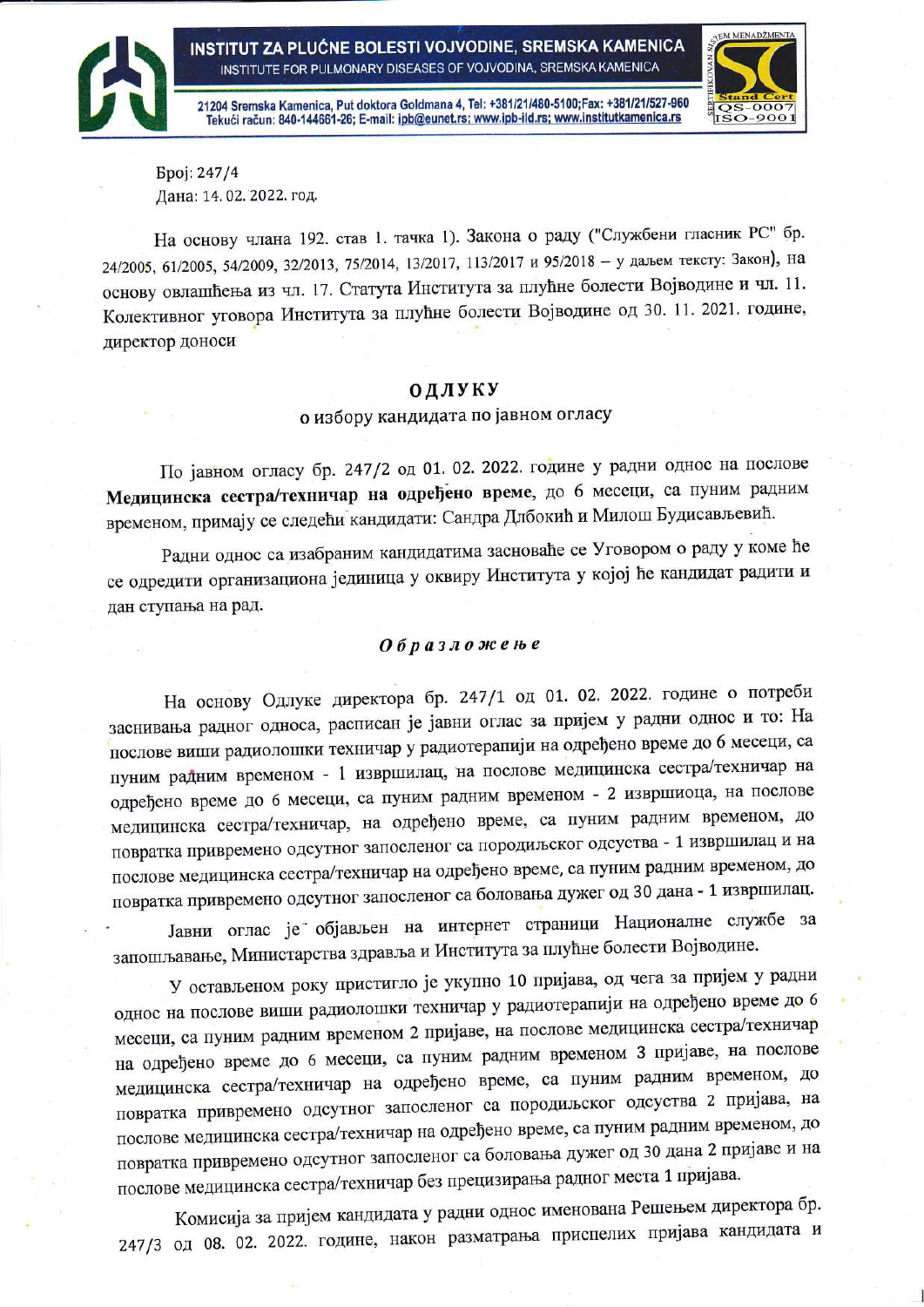INSTITUT ZA PLUĆNE BOLESTI VOJVODINE, SREMSKA KAMENICA
INSTITUTE FOR PULMONARY DISEASES OF VOJVODINA, SREMSKA KAMENICA

21204 Sremska Kamenica, Put doktora Goldmana 4, Tel: +381/21/480-5100;Fax: +381/21/527-960
Tekući račun: 840-144661-26; E-mail: ipb@eunet.rs; www.ipb-ild.rs; www.institutkamenica.rs

Број: 247/4
Дана: 14. 02. 2022. год.

На основу члана 192. став 1. тачка 1). Закона о раду ("Службени гласник РС" бр. 24/2005, 61/2005, 54/2009, 32/2013, 75/2014, 13/2017, 113/2017 и 95/2018 – у даљем тексту: Закон), на основу овлашћења из чл. 17. Статута Института за плућне болести Војводине и чл. 11. Колективног уговора Института за плућне болести Војводине од 30. 11. 2021. године, директор доноси

## ОДЛУКУ

### о избору кандидата по јавном огласу

По јавном огласу бр. 247/2 од 01. 02. 2022. године у радни однос на послове **Медицинска сестра/техничар на одређено време**, до 6 месеци, са пуним радним временом, примају се следећи кандидати: Сандра Длбокић и Милош Будисављевић.

Радни однос са изабраним кандидатима засноваће се Уговором о раду у коме ће се одредити организациона јединица у оквиру Института у којој ће кандидат радити и дан ступања на рад.

### *Образложење*

На основу Одлуке директора бр. 247/1 од 01. 02. 2022. године о потреби заснивања радног односа, расписан је јавни оглас за пријем у радни однос и то: На послове виши радиолошки техничар у радиотерапији на одређено време до 6 месеци, са пуним радним временом - 1 извршилац, на послове медицинска сестра/техничар на одређено време до 6 месеци, са пуним радним временом - 2 извршиоца, на послове медицинска сестра/техничар, на одређено време, са пуним радним временом, до повратка привремено одсутног запосленог са породиљског одсуства - 1 извршилац и на послове медицинска сестра/техничар на одређено време, са пуним радним временом, до повратка привремено одсутног запосленог са боловања дужег од 30 дана - 1 извршилац.

Јавни оглас је објављен на интернет страници Националне службе за запошљавање, Министарства здравља и Института за плућне болести Војводине.

У остављеном року пристигло је укупно 10 пријава, од чега за пријем у радни однос на послове виши радиолошки техничар у радиотерапији на одређено време до 6 месеци, са пуним радним временом 2 пријаве, на послове медицинска сестра/техничар на одређено време до 6 месеци, са пуним радним временом 3 пријаве, на послове медицинска сестра/техничар на одређено време, са пуним радним временом, до повратка привремено одсутног запосленог са породиљског одсуства 2 пријава, на послове медицинска сестра/техничар на одређено време, са пуним радним временом, до повратка привремено одсутног запосленог са боловања дужег од 30 дана 2 пријаве и на послове медицинска сестра/техничар без прецизирања радног места 1 пријава.

Комисија за пријем кандидата у радни однос именована Решењем директора бр. 247/3 од 08. 02. 2022. године, након разматрања приспелих пријава кандидата и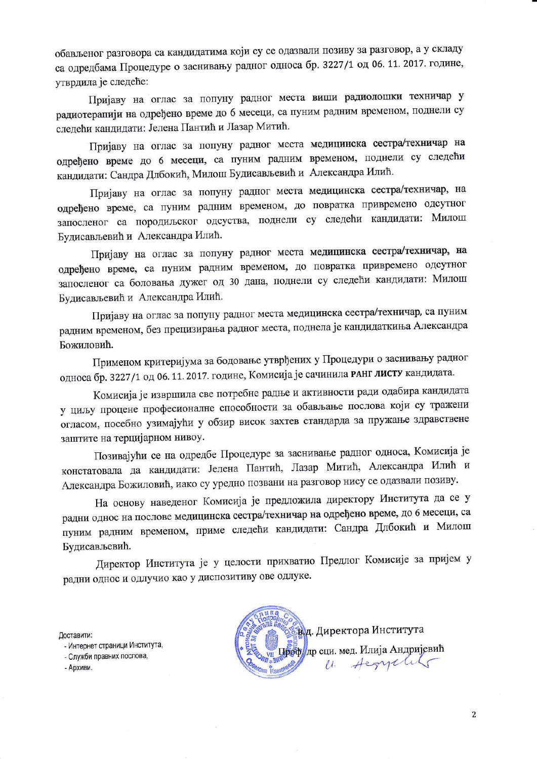обављеног разговора са кандидатима који су се одазвали позиву за разговор, а у складу са одредбама Процедуре о заснивању радног односа бр. 3227/1 од 06. 11. 2017. године, утврдила је следеће:

Пријаву на оглас за попуну радног места **виши радиолошки техничар у радиотерапији** на одређено време до 6 месеци, са пуним радним временом, поднели су следећи кандидати: Јелена Пантић и Лазар Митић.

Пријаву на оглас за попуну радног места **медицинска сестра/техничар на одређено време до 6 месеци,** са пуним радним **временом,** поднели су следећи кандидати: Сандра Длбокић, Милош Будисављевић и Александра Илић.

Пријаву на оглас за попуну радног места **медицинска сестра/техничар,** на **одређено** време, са пуним радним временом, до повратка привремено одсутног запосленог са породиљског одсуства, поднели су следећи кандидати: Милош Будисављевић и Александра Илић.

Пријаву на оглас за попуну радног места **медицинска сестра/техничар, на одређено** време, **са пуним радним временом,** до повратка привремено одсутног запосленог са боловања дужег од 30 дана, поднели су следећи кандидати: Милош Будисављевић и Александра Илић.

Пријаву на оглас за попуну радног места **медицинска сестра/техничар,** са пуним радним временом, без прецизирања радног места, поднела је кандидаткиња Александра Божиловић.

Применом критеријума за бодовање утврђених у Процедури о заснивању радног односа бр. 3227/1 од 06. 11. 2017. године, Комисија је сачинила **РАНГ ЛИСТУ** кандидата.

Комисија је извршила све потребне радње и активности ради одабира кандидата у циљу процене професионалне способности за обављање послова који су тражени огласом, посебно узимајући у обзир висок захтев стандарда за пружање здравствене заштите на терцијарном нивоу.

Позивајући се на одредбе Процедуре за заснивање радног односа, Комисија је констатовала да кандидати: Јелена Пантић, Лазар Митић, Александра Илић и Александра Божиловић, иако су уредно позвани на разговор нису се одазвали позиву.

На основу наведеног Комисија је предложила директору Института да се у радни однос на послове **медицинска сестра/техничар на одређено време,** до 6 месеци, са пуним радним временом, приме следећи кандидати: Сандра Длбокић и Милош Будисављевић.

Директор Института је у целости прихватио Предлог Комисије за пријем у радни однос и одлучио као у диспозитиву ове одлуке.

Доставити:
- Интернет страници Института,
- Служби правних послова,
- Архиви.

в.д. Директора Института

Проф. др сци. мед. Илија Андријевић